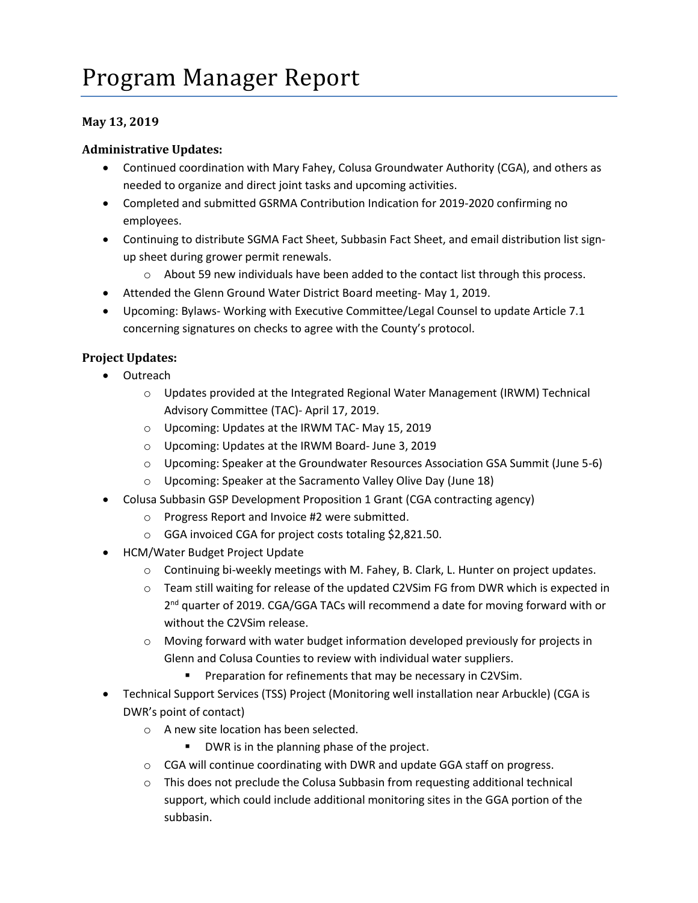# Program Manager Report

**May 13, 2019**

### Administrative Updates:

- Continued coordination with Mary Fahey, Colusa Groundwater Authority (CGA), and others as needed to organize and direct joint tasks and upcoming activities.
- Completed and submitted GSRMA Contribution Indication for 2019-2020 confirming no employees.
- Continuing to distribute SGMA Fact Sheet, Subbasin Fact Sheet, and email distribution list sign-up sheet during grower permit renewals.
  - About 59 new individuals have been added to the contact list through this process.
- Attended the Glenn Ground Water District Board meeting- May 1, 2019.
- Upcoming: Bylaws- Working with Executive Committee/Legal Counsel to update Article 7.1 concerning signatures on checks to agree with the County's protocol.

### Project Updates:

- Outreach
  - Updates provided at the Integrated Regional Water Management (IRWM) Technical Advisory Committee (TAC)- April 17, 2019.
  - Upcoming: Updates at the IRWM TAC- May 15, 2019
  - Upcoming: Updates at the IRWM Board- June 3, 2019
  - Upcoming: Speaker at the Groundwater Resources Association GSA Summit (June 5-6)
  - Upcoming: Speaker at the Sacramento Valley Olive Day (June 18)
- Colusa Subbasin GSP Development Proposition 1 Grant (CGA contracting agency)
  - Progress Report and Invoice #2 were submitted.
  - GGA invoiced CGA for project costs totaling $2,821.50.
- HCM/Water Budget Project Update
  - Continuing bi-weekly meetings with M. Fahey, B. Clark, L. Hunter on project updates.
  - Team still waiting for release of the updated C2VSim FG from DWR which is expected in 2nd quarter of 2019. CGA/GGA TACs will recommend a date for moving forward with or without the C2VSim release.
  - Moving forward with water budget information developed previously for projects in Glenn and Colusa Counties to review with individual water suppliers.
    - Preparation for refinements that may be necessary in C2VSim.
- Technical Support Services (TSS) Project (Monitoring well installation near Arbuckle) (CGA is DWR's point of contact)
  - A new site location has been selected.
    - DWR is in the planning phase of the project.
  - CGA will continue coordinating with DWR and update GGA staff on progress.
  - This does not preclude the Colusa Subbasin from requesting additional technical support, which could include additional monitoring sites in the GGA portion of the subbasin.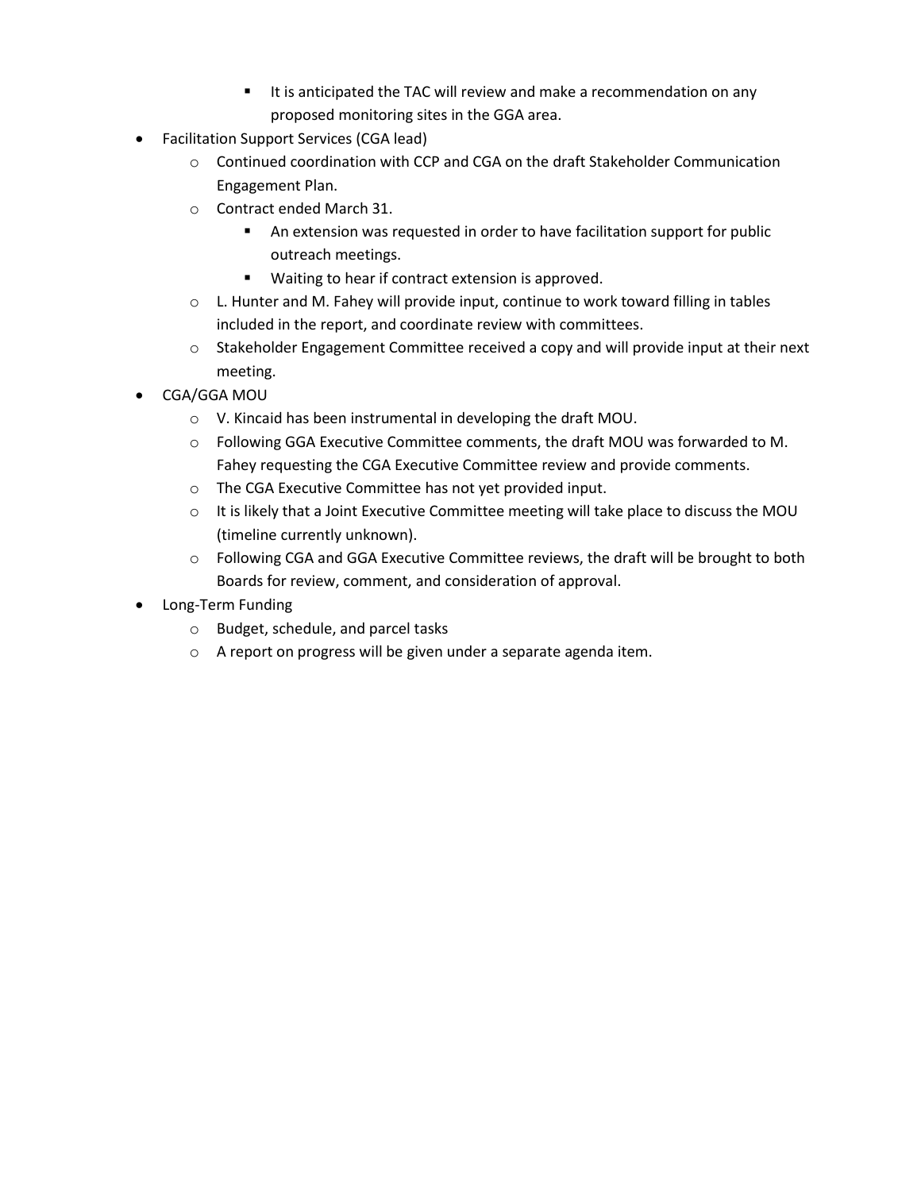- It is anticipated the TAC will review and make a recommendation on any proposed monitoring sites in the GGA area.
- Facilitation Support Services (CGA lead)
    - Continued coordination with CCP and CGA on the draft Stakeholder Communication Engagement Plan.
    - Contract ended March 31.
        - An extension was requested in order to have facilitation support for public outreach meetings.
        - Waiting to hear if contract extension is approved.
    - L. Hunter and M. Fahey will provide input, continue to work toward filling in tables included in the report, and coordinate review with committees.
    - Stakeholder Engagement Committee received a copy and will provide input at their next meeting.
- CGA/GGA MOU
    - V. Kincaid has been instrumental in developing the draft MOU.
    - Following GGA Executive Committee comments, the draft MOU was forwarded to M. Fahey requesting the CGA Executive Committee review and provide comments.
    - The CGA Executive Committee has not yet provided input.
    - It is likely that a Joint Executive Committee meeting will take place to discuss the MOU (timeline currently unknown).
    - Following CGA and GGA Executive Committee reviews, the draft will be brought to both Boards for review, comment, and consideration of approval.
- Long-Term Funding
    - Budget, schedule, and parcel tasks
    - A report on progress will be given under a separate agenda item.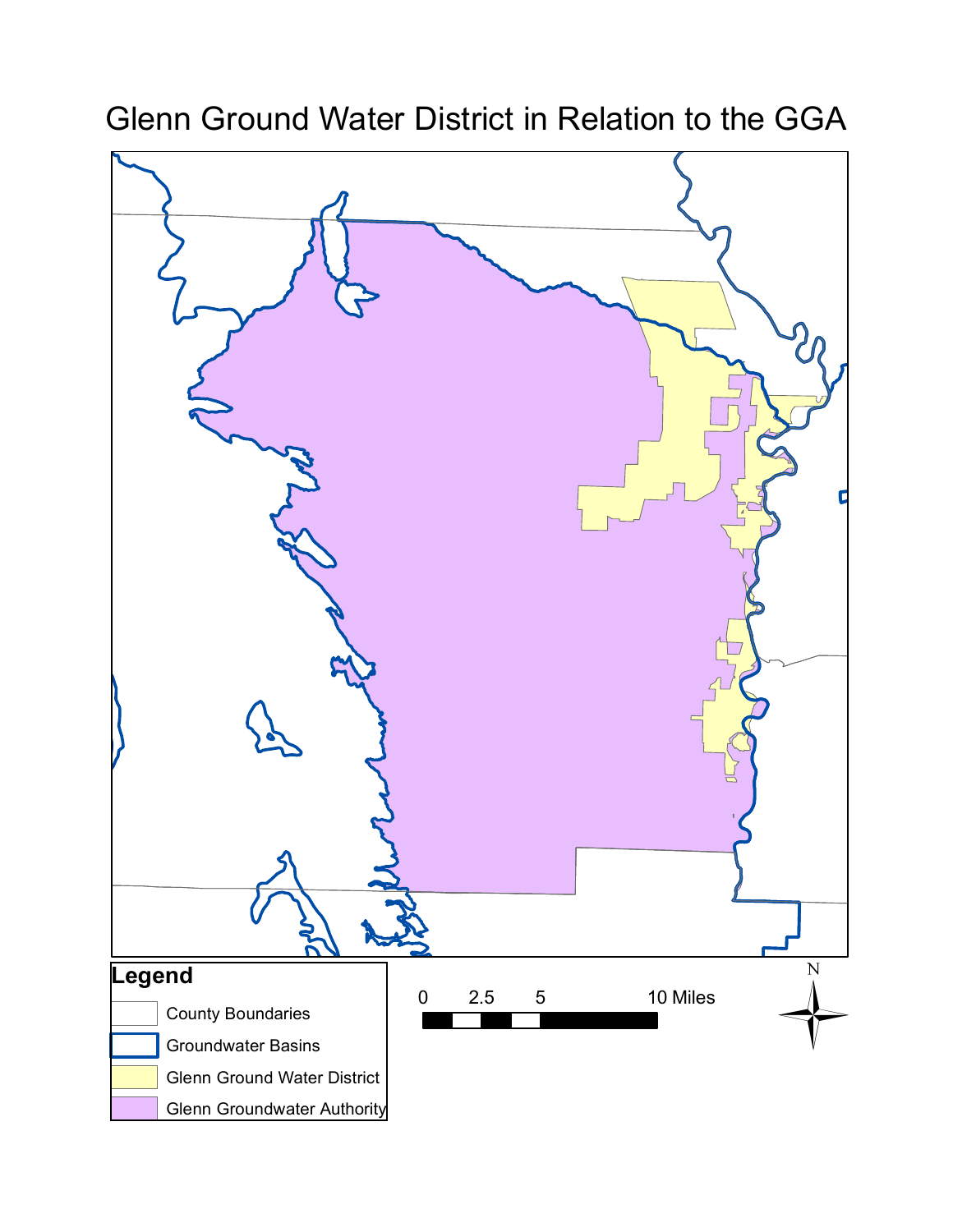# Glenn Ground Water District in Relation to the GGA

Legend

County Boundaries

Groundwater Basins

Glenn Ground Water District

Glenn Groundwater Authority

0 2.5 5 10 Miles

N